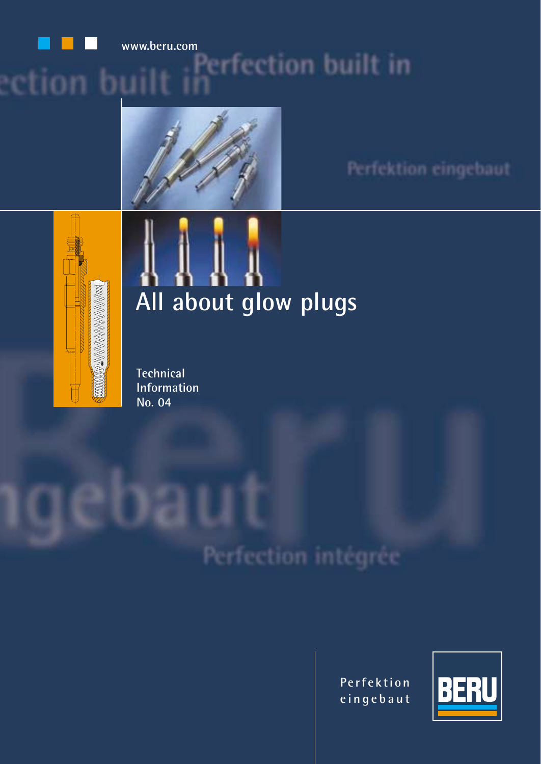www.beru.com

Perfection built in

Perfektion eingebaut

# All about glow plugs

Technical
Information
No. 04

Perfection intégrée

Perfektion
eingebaut

BERU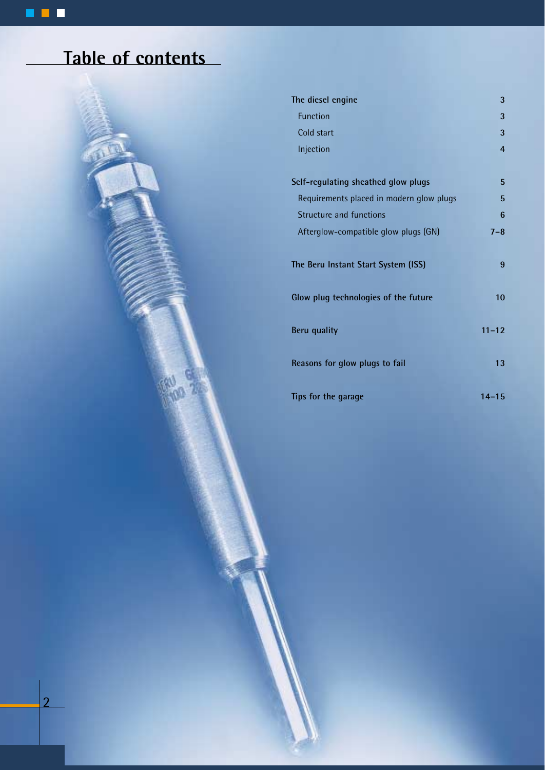# Table of contents

| | |
|---|---|
| **The diesel engine** | **3** |
| Function | 3 |
| Cold start | 3 |
| Injection | 4 |
| **Self-regulating sheathed glow plugs** | **5** |
| Requirements placed in modern glow plugs | 5 |
| Structure and functions | 6 |
| Afterglow-compatible glow plugs (GN) | 7–8 |
| **The Beru Instant Start System (ISS)** | **9** |
| **Glow plug technologies of the future** | **10** |
| **Beru quality** | **11–12** |
| **Reasons for glow plugs to fail** | **13** |
| **Tips for the garage** | **14–15** |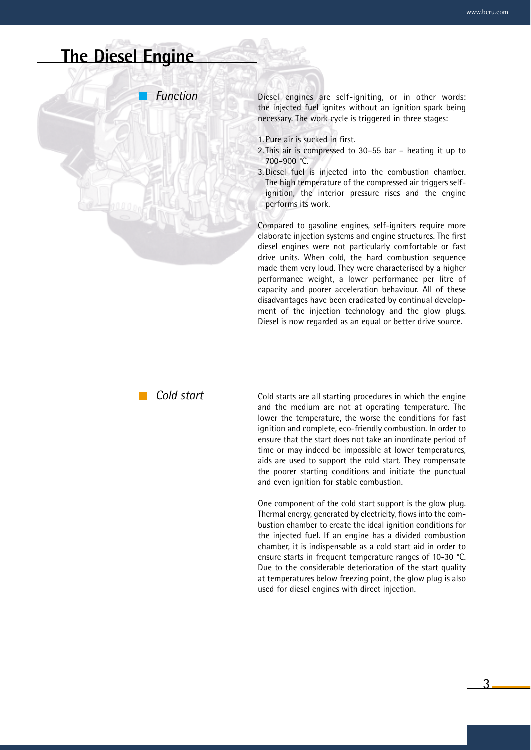# The Diesel Engine

## *Function*

Diesel engines are self-igniting, or in other words: the injected fuel ignites without an ignition spark being necessary. The work cycle is triggered in three stages:

1. Pure air is sucked in first.
2. This air is compressed to 30–55 bar – heating it up to 700–900 °C.
3. Diesel fuel is injected into the combustion chamber. The high temperature of the compressed air triggers self-ignition, the interior pressure rises and the engine performs its work.

Compared to gasoline engines, self-igniters require more elaborate injection systems and engine structures. The first diesel engines were not particularly comfortable or fast drive units. When cold, the hard combustion sequence made them very loud. They were characterised by a higher performance weight, a lower performance per litre of capacity and poorer acceleration behaviour. All of these disadvantages have been eradicated by continual development of the injection technology and the glow plugs. Diesel is now regarded as an equal or better drive source.

## *Cold start*

Cold starts are all starting procedures in which the engine and the medium are not at operating temperature. The lower the temperature, the worse the conditions for fast ignition and complete, eco-friendly combustion. In order to ensure that the start does not take an inordinate period of time or may indeed be impossible at lower temperatures, aids are used to support the cold start. They compensate the poorer starting conditions and initiate the punctual and even ignition for stable combustion.

One component of the cold start support is the glow plug. Thermal energy, generated by electricity, flows into the combustion chamber to create the ideal ignition conditions for the injected fuel. If an engine has a divided combustion chamber, it is indispensable as a cold start aid in order to ensure starts in frequent temperature ranges of 10-30 °C. Due to the considerable deterioration of the start quality at temperatures below freezing point, the glow plug is also used for diesel engines with direct injection.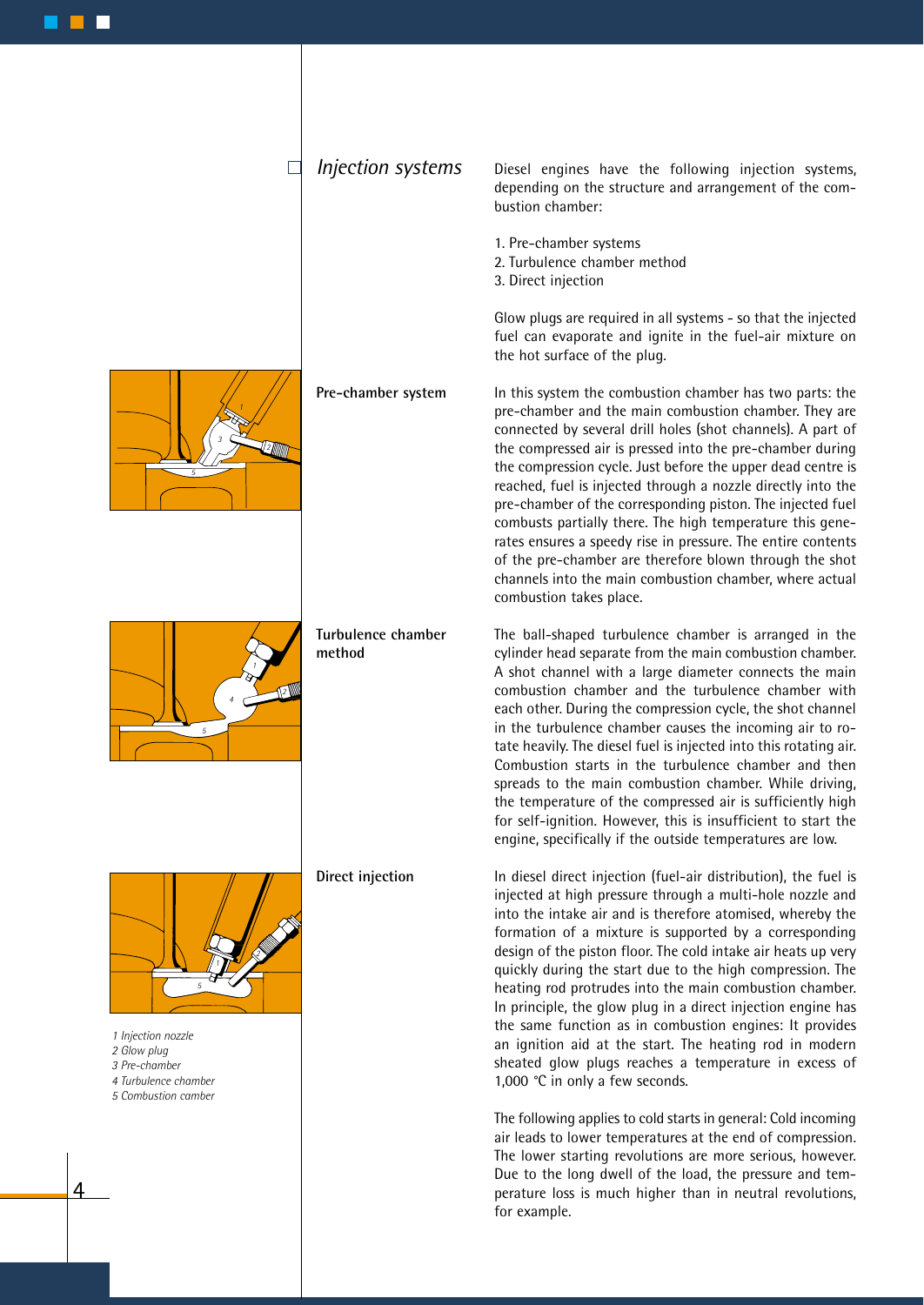## Injection systems

Diesel engines have the following injection systems, depending on the structure and arrangement of the combustion chamber:

1. Pre-chamber systems
2. Turbulence chamber method
3. Direct injection

Glow plugs are required in all systems - so that the injected fuel can evaporate and ignite in the fuel-air mixture on the hot surface of the plug.

**Pre-chamber system**

In this system the combustion chamber has two parts: the pre-chamber and the main combustion chamber. They are connected by several drill holes (shot channels). A part of the compressed air is pressed into the pre-chamber during the compression cycle. Just before the upper dead centre is reached, fuel is injected through a nozzle directly into the pre-chamber of the corresponding piston. The injected fuel combusts partially there. The high temperature this generates ensures a speedy rise in pressure. The entire contents of the pre-chamber are therefore blown through the shot channels into the main combustion chamber, where actual combustion takes place.

**Turbulence chamber method**

The ball-shaped turbulence chamber is arranged in the cylinder head separate from the main combustion chamber. A shot channel with a large diameter connects the main combustion chamber and the turbulence chamber with each other. During the compression cycle, the shot channel in the turbulence chamber causes the incoming air to rotate heavily. The diesel fuel is injected into this rotating air. Combustion starts in the turbulence chamber and then spreads to the main combustion chamber. While driving, the temperature of the compressed air is sufficiently high for self-ignition. However, this is insufficient to start the engine, specifically if the outside temperatures are low.

**Direct injection**

In diesel direct injection (fuel-air distribution), the fuel is injected at high pressure through a multi-hole nozzle and into the intake air and is therefore atomised, whereby the formation of a mixture is supported by a corresponding design of the piston floor. The cold intake air heats up very quickly during the start due to the high compression. The heating rod protrudes into the main combustion chamber. In principle, the glow plug in a direct injection engine has the same function as in combustion engines: It provides an ignition aid at the start. The heating rod in modern sheated glow plugs reaches a temperature in excess of 1,000 °C in only a few seconds.

The following applies to cold starts in general: Cold incoming air leads to lower temperatures at the end of compression. The lower starting revolutions are more serious, however. Due to the long dwell of the load, the pressure and temperature loss is much higher than in neutral revolutions, for example.

*1 Injection nozzle*
*2 Glow plug*
*3 Pre-chamber*
*4 Turbulence chamber*
*5 Combustion camber*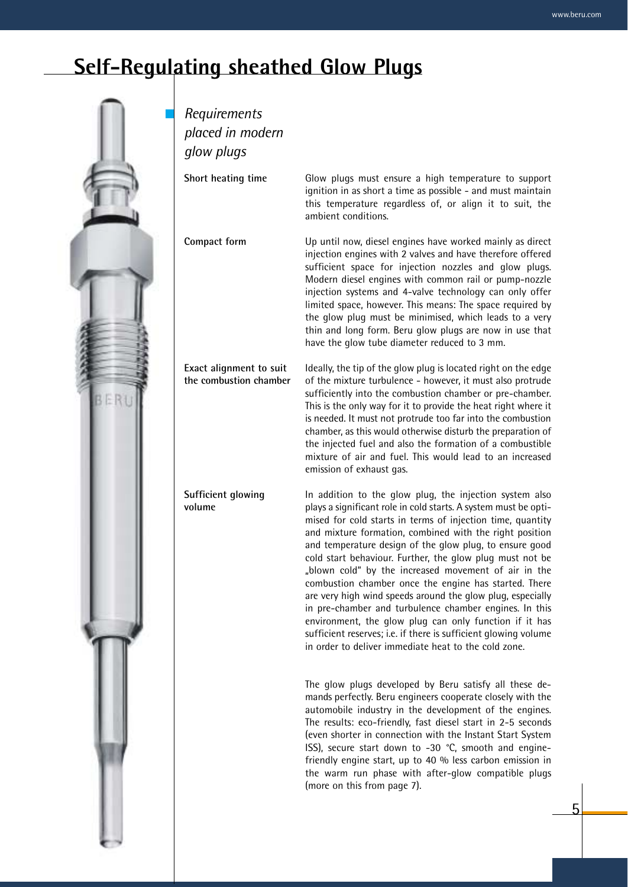# Self-Regulating sheathed Glow Plugs

## *Requirements placed in modern glow plugs*

**Short heating time**

Glow plugs must ensure a high temperature to support ignition in as short a time as possible - and must maintain this temperature regardless of, or align it to suit, the ambient conditions.

**Compact form**

Up until now, diesel engines have worked mainly as direct injection engines with 2 valves and have therefore offered sufficient space for injection nozzles and glow plugs. Modern diesel engines with common rail or pump-nozzle injection systems and 4-valve technology can only offer limited space, however. This means: The space required by the glow plug must be minimised, which leads to a very thin and long form. Beru glow plugs are now in use that have the glow tube diameter reduced to 3 mm.

**Exact alignment to suit the combustion chamber**

Ideally, the tip of the glow plug is located right on the edge of the mixture turbulence - however, it must also protrude sufficiently into the combustion chamber or pre-chamber. This is the only way for it to provide the heat right where it is needed. It must not protrude too far into the combustion chamber, as this would otherwise disturb the preparation of the injected fuel and also the formation of a combustible mixture of air and fuel. This would lead to an increased emission of exhaust gas.

**Sufficient glowing volume**

In addition to the glow plug, the injection system also plays a significant role in cold starts. A system must be optimised for cold starts in terms of injection time, quantity and mixture formation, combined with the right position and temperature design of the glow plug, to ensure good cold start behaviour. Further, the glow plug must not be „blown cold" by the increased movement of air in the combustion chamber once the engine has started. There are very high wind speeds around the glow plug, especially in pre-chamber and turbulence chamber engines. In this environment, the glow plug can only function if it has sufficient reserves; i.e. if there is sufficient glowing volume in order to deliver immediate heat to the cold zone.

The glow plugs developed by Beru satisfy all these demands perfectly. Beru engineers cooperate closely with the automobile industry in the development of the engines. The results: eco-friendly, fast diesel start in 2-5 seconds (even shorter in connection with the Instant Start System ISS), secure start down to -30 °C, smooth and engine-friendly engine start, up to 40 % less carbon emission in the warm run phase with after-glow compatible plugs (more on this from page 7).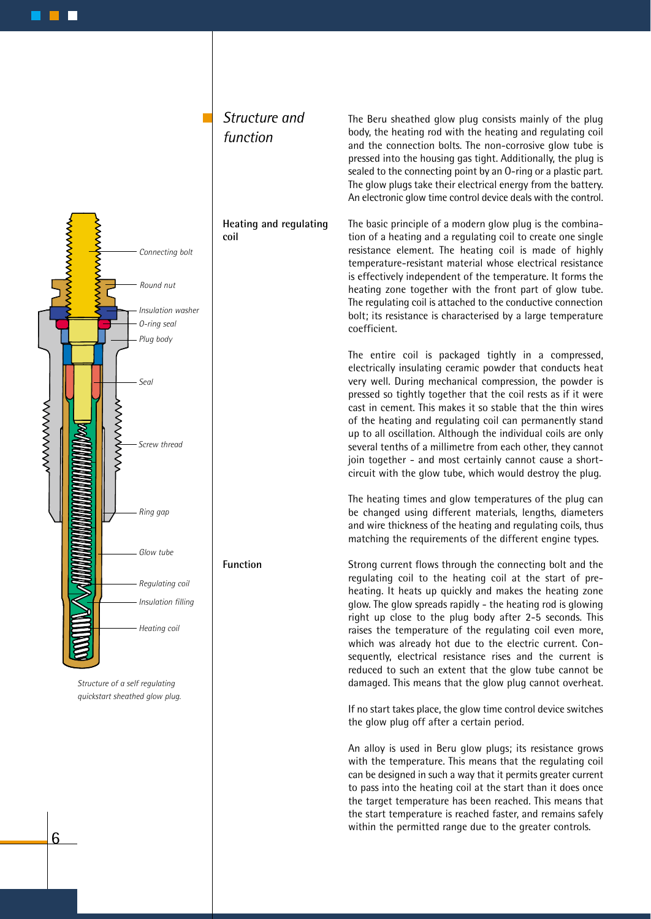## Structure and function

The Beru sheathed glow plug consists mainly of the plug body, the heating rod with the heating and regulating coil and the connection bolts. The non-corrosive glow tube is pressed into the housing gas tight. Additionally, the plug is sealed to the connecting point by an O-ring or a plastic part. The glow plugs take their electrical energy from the battery. An electronic glow time control device deals with the control.

**Heating and regulating coil**

The basic principle of a modern glow plug is the combination of a heating and a regulating coil to create one single resistance element. The heating coil is made of highly temperature-resistant material whose electrical resistance is effectively independent of the temperature. It forms the heating zone together with the front part of glow tube. The regulating coil is attached to the conductive connection bolt; its resistance is characterised by a large temperature coefficient.

The entire coil is packaged tightly in a compressed, electrically insulating ceramic powder that conducts heat very well. During mechanical compression, the powder is pressed so tightly together that the coil rests as if it were cast in cement. This makes it so stable that the thin wires of the heating and regulating coil can permanently stand up to all oscillation. Although the individual coils are only several tenths of a millimetre from each other, they cannot join together - and most certainly cannot cause a short-circuit with the glow tube, which would destroy the plug.

The heating times and glow temperatures of the plug can be changed using different materials, lengths, diameters and wire thickness of the heating and regulating coils, thus matching the requirements of the different engine types.

**Function**

Strong current flows through the connecting bolt and the regulating coil to the heating coil at the start of pre-heating. It heats up quickly and makes the heating zone glow. The glow spreads rapidly - the heating rod is glowing right up close to the plug body after 2-5 seconds. This raises the temperature of the regulating coil even more, which was already hot due to the electric current. Consequently, electrical resistance rises and the current is reduced to such an extent that the glow tube cannot be damaged. This means that the glow plug cannot overheat.

If no start takes place, the glow time control device switches the glow plug off after a certain period.

An alloy is used in Beru glow plugs; its resistance grows with the temperature. This means that the regulating coil can be designed in such a way that it permits greater current to pass into the heating coil at the start than it does once the target temperature has been reached. This means that the start temperature is reached faster, and remains safely within the permitted range due to the greater controls.

Connecting bolt
Round nut
Insulation washer
O-ring seal
Plug body
Seal
Screw thread
Ring gap
Glow tube
Regulating coil
Insulation filling
Heating coil

*Structure of a self regulating quickstart sheathed glow plug.*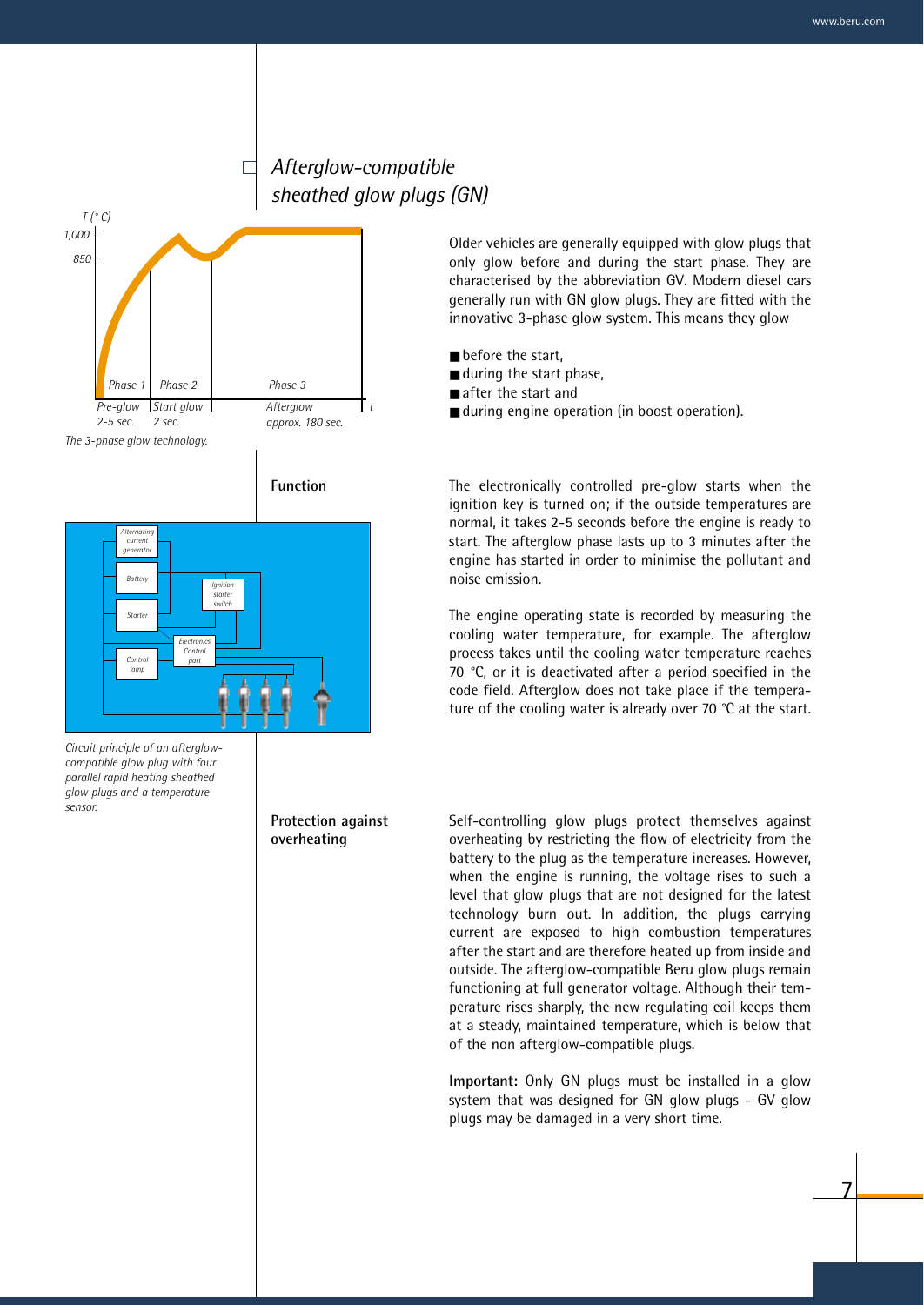## Afterglow-compatible sheathed glow plugs (GN)

*The 3-phase glow technology.*

Older vehicles are generally equipped with glow plugs that only glow before and during the start phase. They are characterised by the abbreviation GV. Modern diesel cars generally run with GN glow plugs. They are fitted with the innovative 3-phase glow system. This means they glow

- before the start,
- during the start phase,
- after the start and
- during engine operation (in boost operation).

### Function

The electronically controlled pre-glow starts when the ignition key is turned on; if the outside temperatures are normal, it takes 2-5 seconds before the engine is ready to start. The afterglow phase lasts up to 3 minutes after the engine has started in order to minimise the pollutant and noise emission.

The engine operating state is recorded by measuring the cooling water temperature, for example. The afterglow process takes until the cooling water temperature reaches 70 °C, or it is deactivated after a period specified in the code field. Afterglow does not take place if the temperature of the cooling water is already over 70 °C at the start.

*Circuit principle of an afterglow-compatible glow plug with four parallel rapid heating sheathed glow plugs and a temperature sensor.*

### Protection against overheating

Self-controlling glow plugs protect themselves against overheating by restricting the flow of electricity from the battery to the plug as the temperature increases. However, when the engine is running, the voltage rises to such a level that glow plugs that are not designed for the latest technology burn out. In addition, the plugs carrying current are exposed to high combustion temperatures after the start and are therefore heated up from inside and outside. The afterglow-compatible Beru glow plugs remain functioning at full generator voltage. Although their temperature rises sharply, the new regulating coil keeps them at a steady, maintained temperature, which is below that of the non afterglow-compatible plugs.

**Important:** Only GN plugs must be installed in a glow system that was designed for GN glow plugs - GV glow plugs may be damaged in a very short time.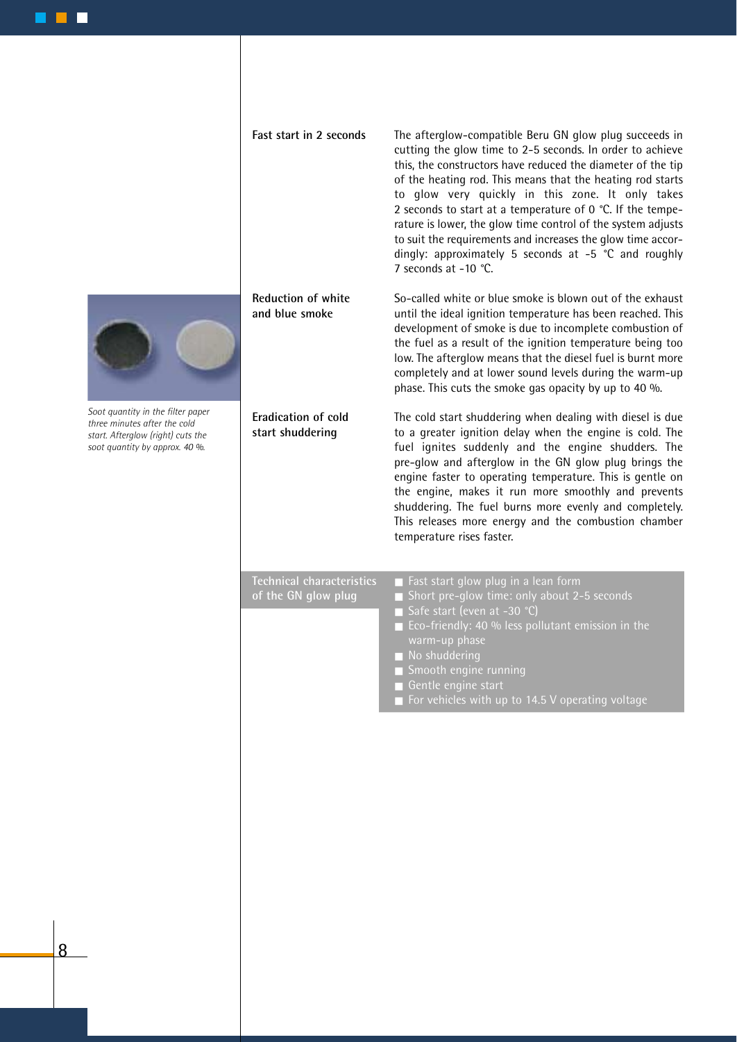**Fast start in 2 seconds**

The afterglow-compatible Beru GN glow plug succeeds in cutting the glow time to 2-5 seconds. In order to achieve this, the constructors have reduced the diameter of the tip of the heating rod. This means that the heating rod starts to glow very quickly in this zone. It only takes 2 seconds to start at a temperature of 0 °C. If the temperature is lower, the glow time control of the system adjusts to suit the requirements and increases the glow time accordingly: approximately 5 seconds at -5 °C and roughly 7 seconds at -10 °C.

**Reduction of white and blue smoke**

So-called white or blue smoke is blown out of the exhaust until the ideal ignition temperature has been reached. This development of smoke is due to incomplete combustion of the fuel as a result of the ignition temperature being too low. The afterglow means that the diesel fuel is burnt more completely and at lower sound levels during the warm-up phase. This cuts the smoke gas opacity by up to 40 %.

*Soot quantity in the filter paper three minutes after the cold start. Afterglow (right) cuts the soot quantity by approx. 40 %.*

**Eradication of cold start shuddering**

The cold start shuddering when dealing with diesel is due to a greater ignition delay when the engine is cold. The fuel ignites suddenly and the engine shudders. The pre-glow and afterglow in the GN glow plug brings the engine faster to operating temperature. This is gentle on the engine, makes it run more smoothly and prevents shuddering. The fuel burns more evenly and completely. This releases more energy and the combustion chamber temperature rises faster.

**Technical characteristics of the GN glow plug**

- Fast start glow plug in a lean form
- Short pre-glow time: only about 2-5 seconds
- Safe start (even at -30 °C)
- Eco-friendly: 40 % less pollutant emission in the warm-up phase
- No shuddering
- Smooth engine running
- Gentle engine start
- For vehicles with up to 14.5 V operating voltage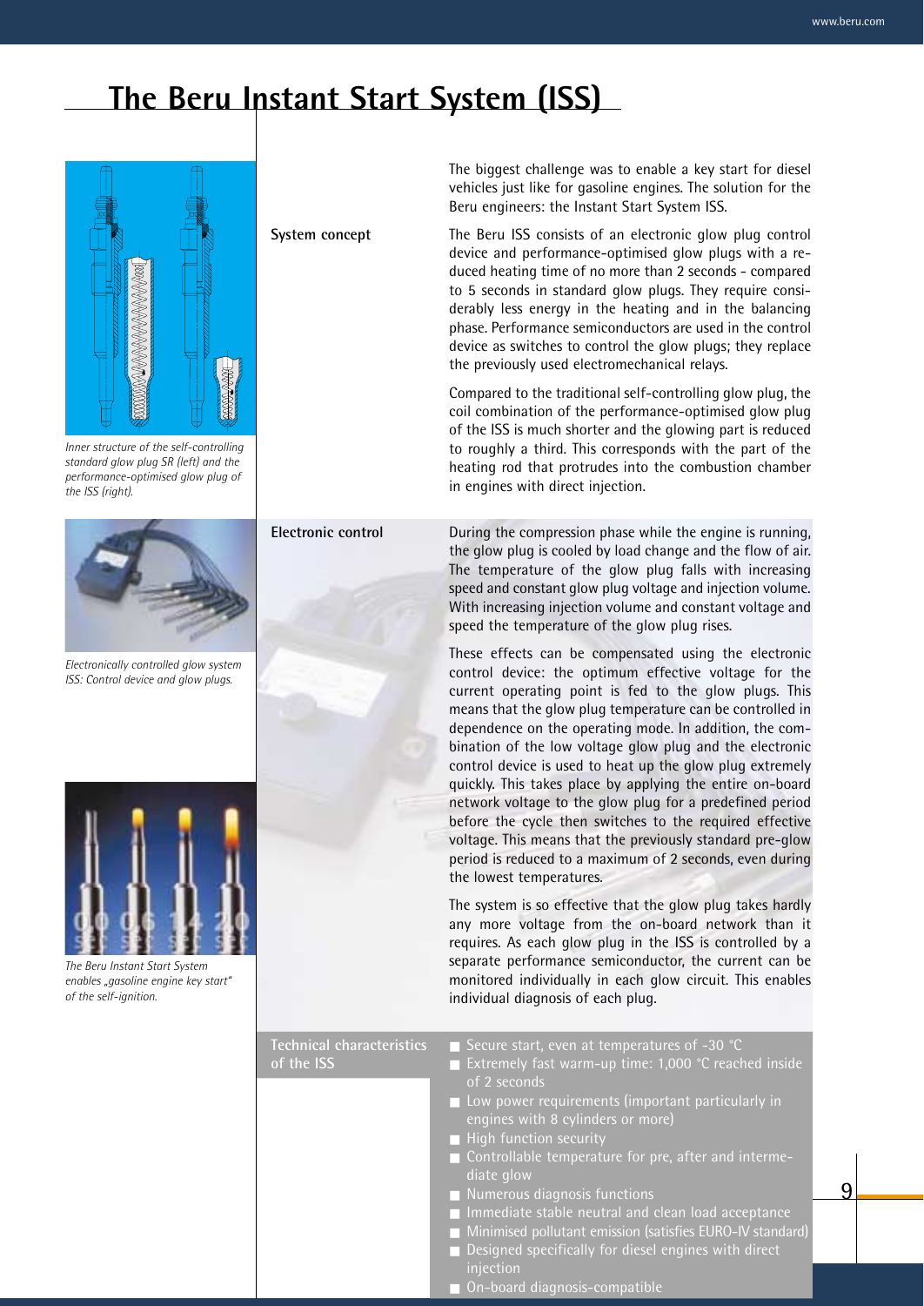# The Beru Instant Start System (ISS)

*Inner structure of the self-controlling standard glow plug SR (left) and the performance-optimised glow plug of the ISS (right).*

*Electronically controlled glow system ISS: Control device and glow plugs.*

*The Beru Instant Start System enables „gasoline engine key start" of the self-ignition.*

The biggest challenge was to enable a key start for diesel vehicles just like for gasoline engines. The solution for the Beru engineers: the Instant Start System ISS.

**System concept**

The Beru ISS consists of an electronic glow plug control device and performance-optimised glow plugs with a reduced heating time of no more than 2 seconds - compared to 5 seconds in standard glow plugs. They require considerably less energy in the heating and in the balancing phase. Performance semiconductors are used in the control device as switches to control the glow plugs; they replace the previously used electromechanical relays.

Compared to the traditional self-controlling glow plug, the coil combination of the performance-optimised glow plug of the ISS is much shorter and the glowing part is reduced to roughly a third. This corresponds with the part of the heating rod that protrudes into the combustion chamber in engines with direct injection.

**Electronic control**

During the compression phase while the engine is running, the glow plug is cooled by load change and the flow of air. The temperature of the glow plug falls with increasing speed and constant glow plug voltage and injection volume. With increasing injection volume and constant voltage and speed the temperature of the glow plug rises.

These effects can be compensated using the electronic control device: the optimum effective voltage for the current operating point is fed to the glow plugs. This means that the glow plug temperature can be controlled in dependence on the operating mode. In addition, the combination of the low voltage glow plug and the electronic control device is used to heat up the glow plug extremely quickly. This takes place by applying the entire on-board network voltage to the glow plug for a predefined period before the cycle then switches to the required effective voltage. This means that the previously standard pre-glow period is reduced to a maximum of 2 seconds, even during the lowest temperatures.

The system is so effective that the glow plug takes hardly any more voltage from the on-board network than it requires. As each glow plug in the ISS is controlled by a separate performance semiconductor, the current can be monitored individually in each glow circuit. This enables individual diagnosis of each plug.

**Technical characteristics of the ISS**

- Secure start, even at temperatures of -30 °C
- Extremely fast warm-up time: 1,000 °C reached inside of 2 seconds
- Low power requirements (important particularly in engines with 8 cylinders or more)
- High function security
- Controllable temperature for pre, after and intermediate glow
- Numerous diagnosis functions
- Immediate stable neutral and clean load acceptance
- Minimised pollutant emission (satisfies EURO-IV standard)
- Designed specifically for diesel engines with direct injection
- On-board diagnosis-compatible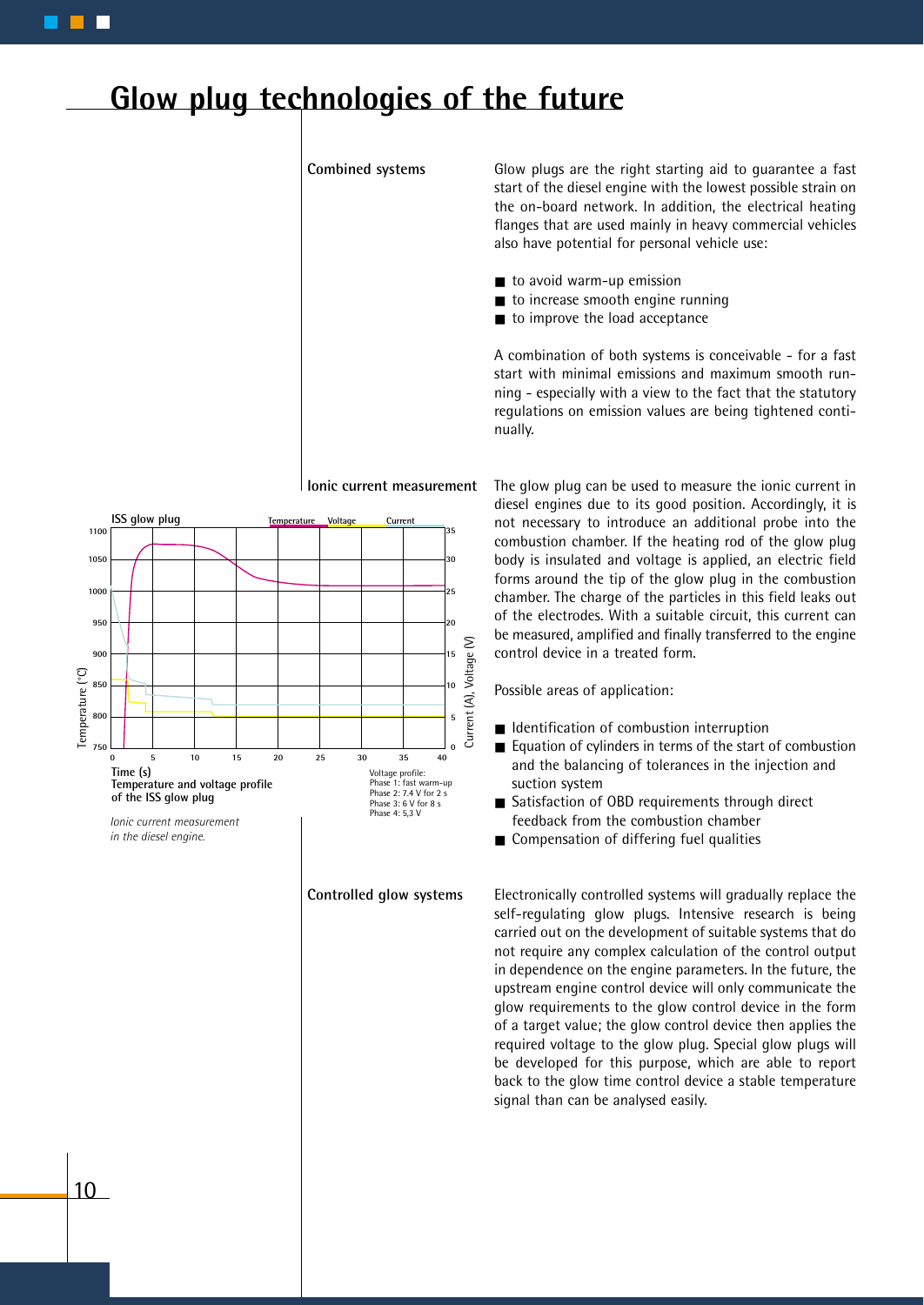# Glow plug technologies of the future

## Combined systems

Glow plugs are the right starting aid to guarantee a fast start of the diesel engine with the lowest possible strain on the on-board network. In addition, the electrical heating flanges that are used mainly in heavy commercial vehicles also have potential for personal vehicle use:

- to avoid warm-up emission
- to increase smooth engine running
- to improve the load acceptance

A combination of both systems is conceivable - for a fast start with minimal emissions and maximum smooth running - especially with a view to the fact that the statutory regulations on emission values are being tightened continually.

## Ionic current measurement

The glow plug can be used to measure the ionic current in diesel engines due to its good position. Accordingly, it is not necessary to introduce an additional probe into the combustion chamber. If the heating rod of the glow plug body is insulated and voltage is applied, an electric field forms around the tip of the glow plug in the combustion chamber. The charge of the particles in this field leaks out of the electrodes. With a suitable circuit, this current can be measured, amplified and finally transferred to the engine control device in a treated form.

Possible areas of application:

- Identification of combustion interruption
- Equation of cylinders in terms of the start of combustion and the balancing of tolerances in the injection and suction system
- Satisfaction of OBD requirements through direct feedback from the combustion chamber
- Compensation of differing fuel qualities

ISS glow plug

Temperature Voltage Current

Temperature (°C)

Current (A), Voltage (V)

Time (s)

**Temperature and voltage profile of the ISS glow plug**

Voltage profile:
Phase 1: fast warm-up
Phase 2: 7.4 V for 2 s
Phase 3: 6 V for 8 s
Phase 4: 5,3 V

*Ionic current measurement in the diesel engine.*

## Controlled glow systems

Electronically controlled systems will gradually replace the self-regulating glow plugs. Intensive research is being carried out on the development of suitable systems that do not require any complex calculation of the control output in dependence on the engine parameters. In the future, the upstream engine control device will only communicate the glow requirements to the glow control device in the form of a target value; the glow control device then applies the required voltage to the glow plug. Special glow plugs will be developed for this purpose, which are able to report back to the glow time control device a stable temperature signal than can be analysed easily.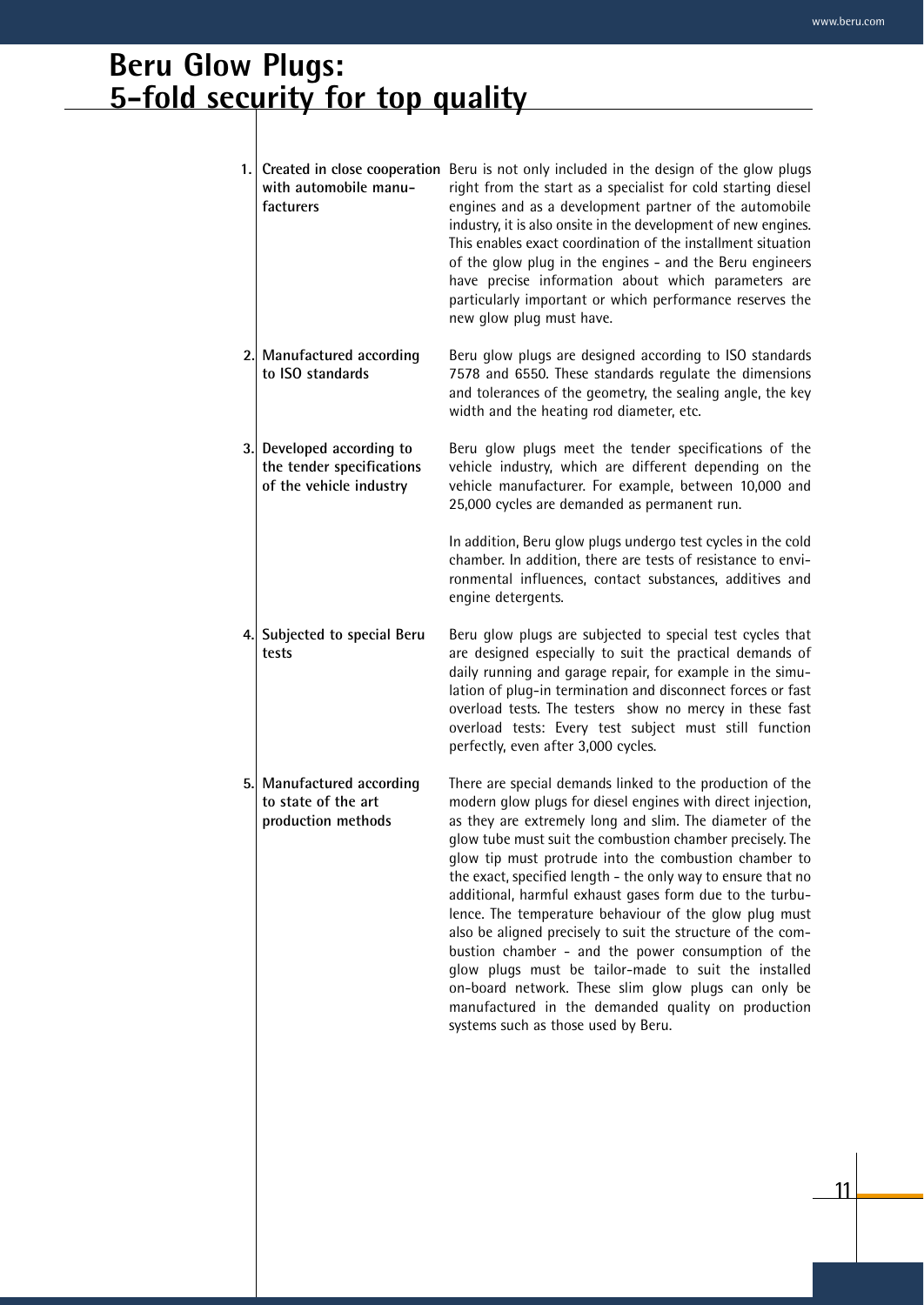# Beru Glow Plugs: 5-fold security for top quality

1. **Created in close cooperation with automobile manufacturers**

   Beru is not only included in the design of the glow plugs right from the start as a specialist for cold starting diesel engines and as a development partner of the automobile industry, it is also onsite in the development of new engines. This enables exact coordination of the installment situation of the glow plug in the engines - and the Beru engineers have precise information about which parameters are particularly important or which performance reserves the new glow plug must have.

2. **Manufactured according to ISO standards**

   Beru glow plugs are designed according to ISO standards 7578 and 6550. These standards regulate the dimensions and tolerances of the geometry, the sealing angle, the key width and the heating rod diameter, etc.

3. **Developed according to the tender specifications of the vehicle industry**

   Beru glow plugs meet the tender specifications of the vehicle industry, which are different depending on the vehicle manufacturer. For example, between 10,000 and 25,000 cycles are demanded as permanent run.

   In addition, Beru glow plugs undergo test cycles in the cold chamber. In addition, there are tests of resistance to environmental influences, contact substances, additives and engine detergents.

4. **Subjected to special Beru tests**

   Beru glow plugs are subjected to special test cycles that are designed especially to suit the practical demands of daily running and garage repair, for example in the simulation of plug-in termination and disconnect forces or fast overload tests. The testers show no mercy in these fast overload tests: Every test subject must still function perfectly, even after 3,000 cycles.

5. **Manufactured according to state of the art production methods**

   There are special demands linked to the production of the modern glow plugs for diesel engines with direct injection, as they are extremely long and slim. The diameter of the glow tube must suit the combustion chamber precisely. The glow tip must protrude into the combustion chamber to the exact, specified length - the only way to ensure that no additional, harmful exhaust gases form due to the turbulence. The temperature behaviour of the glow plug must also be aligned precisely to suit the structure of the combustion chamber - and the power consumption of the glow plugs must be tailor-made to suit the installed on-board network. These slim glow plugs can only be manufactured in the demanded quality on production systems such as those used by Beru.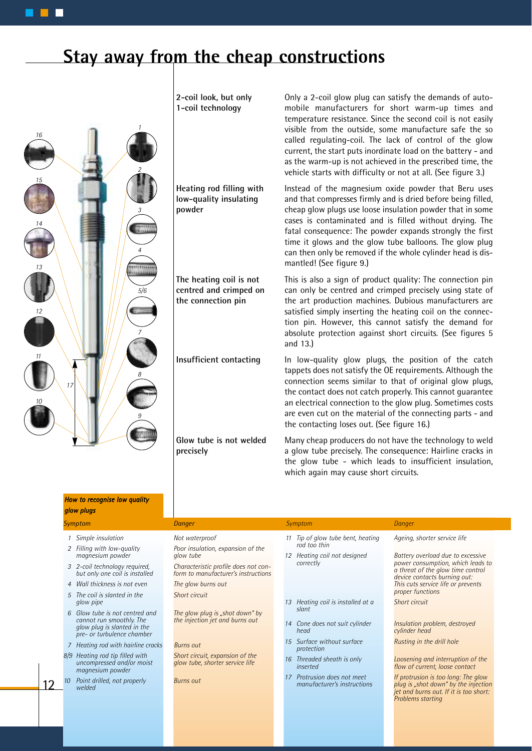# Stay away from the cheap constructions

**2-coil look, but only 1-coil technology**

Only a 2-coil glow plug can satisfy the demands of automobile manufacturers for short warm-up times and temperature resistance. Since the second coil is not easily visible from the outside, some manufacture safe the so called regulating-coil. The lack of control of the glow current, the start puts inordinate load on the battery - and as the warm-up is not achieved in the prescribed time, the vehicle starts with difficulty or not at all. (See figure 3.)

**Heating rod filling with low-quality insulating powder**

Instead of the magnesium oxide powder that Beru uses and that compresses firmly and is dried before being filled, cheap glow plugs use loose insulation powder that in some cases is contaminated and is filled without drying. The fatal consequence: The powder expands strongly the first time it glows and the glow tube balloons. The glow plug can then only be removed if the whole cylinder head is dismantled! (See figure 9.)

**The heating coil is not centred and crimped on the connection pin**

This is also a sign of product quality: The connection pin can only be centred and crimped precisely using state of the art production machines. Dubious manufacturers are satisfied simply inserting the heating coil on the connection pin. However, this cannot satisfy the demand for absolute protection against short circuits. (See figures 5 and 13.)

**Insufficient contacting**

In low-quality glow plugs, the position of the catch tappets does not satisfy the OE requirements. Although the connection seems similar to that of original glow plugs, the contact does not catch properly. This cannot guarantee an electrical connection to the glow plug. Sometimes costs are even cut on the material of the connecting parts - and the contacting loses out. (See figure 16.)

**Glow tube is not welded precisely**

Many cheap producers do not have the technology to weld a glow tube precisely. The consequence: Hairline cracks in the glow tube - which leads to insufficient insulation, which again may cause short circuits.

***How to recognise low quality glow plugs***

| Symptom | Danger |
|---|---|
| 1 Simple insulation | Not waterproof |
| 2 Filling with low-quality magnesium powder | Poor insulation, expansion of the glow tube |
| 3 2-coil technology required, but only one coil is installed | Characteristic profile does not conform to manufacturer's instructions |
| 4 Wall thickness is not even | The glow burns out |
| 5 The coil is slanted in the glow pipe | Short circuit |
| 6 Glow tube is not centred and cannot run smoothly. The glow plug is slanted in the pre- or turbulence chamber | The glow plug is „shot down" by the injection jet and burns out |
| 7 Heating rod with hairline cracks | Burns out |
| 8/9 Heating rod tip filled with uncompressed and/or moist magnesium powder | Short circuit, expansion of the glow tube, shorter service life |
| 10 Point drilled, not properly welded | Burns out |
| 11 Tip of glow tube bent, heating rod too thin | Ageing, shorter service life |
| 12 Heating coil not designed correctly | Battery overload due to excessive power consumption, which leads to a threat of the glow time control device contacts burning out: This cuts service life or prevents proper functions |
| 13 Heating coil is installed at a slant | Short circuit |
| 14 Cone does not suit cylinder head | Insulation problem, destroyed cylinder head |
| 15 Surface without surface protection | Rusting in the drill hole |
| 16 Threaded sheath is only inserted | Loosening and interruption of the flow of current, loose contact |
| 17 Protrusion does not meet manufacturer's instructions | If protrusion is too long: The glow plug is „shot down" by the injection jet and burns out. If it is too short: Problems starting |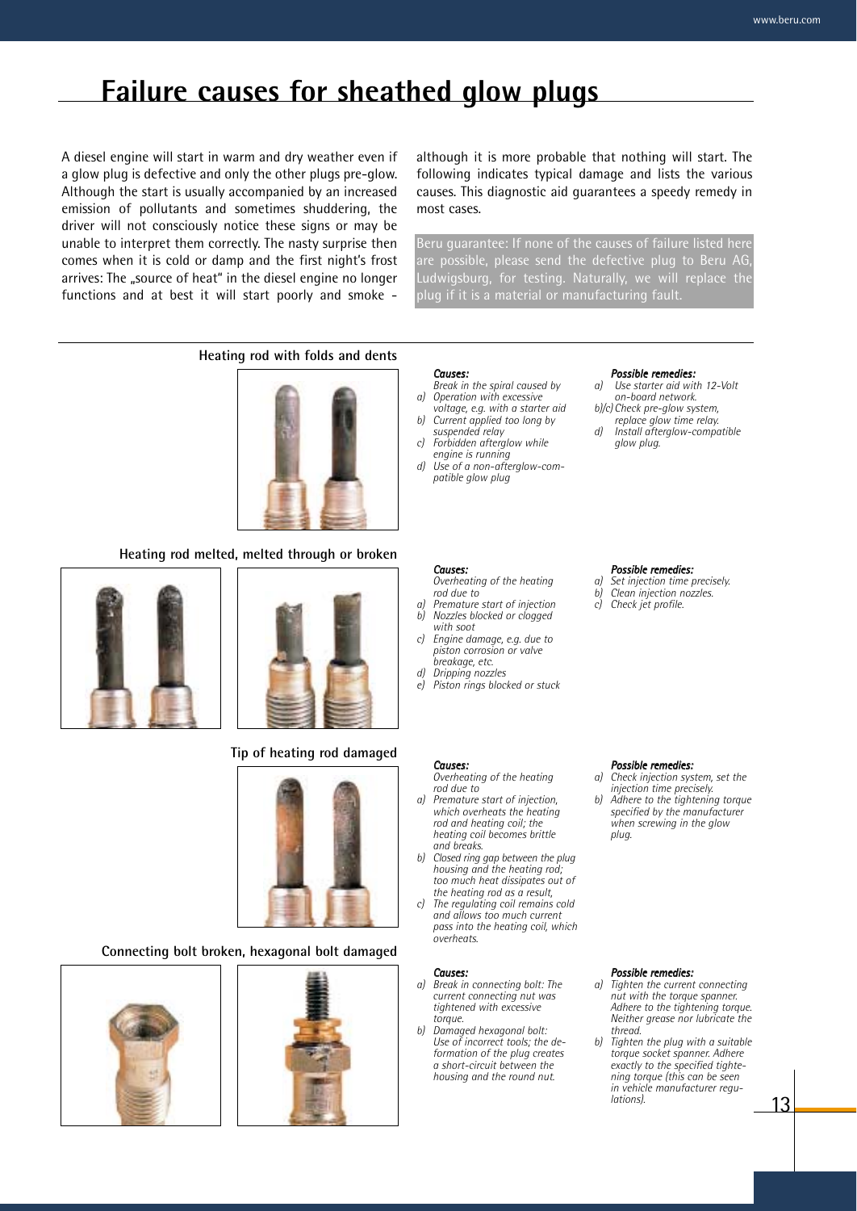# Failure causes for sheathed glow plugs

A diesel engine will start in warm and dry weather even if a glow plug is defective and only the other plugs pre-glow. Although the start is usually accompanied by an increased emission of pollutants and sometimes shuddering, the driver will not consciously notice these signs or may be unable to interpret them correctly. The nasty surprise then comes when it is cold or damp and the first night's frost arrives: The „source of heat" in the diesel engine no longer functions and at best it will start poorly and smoke - although it is more probable that nothing will start. The following indicates typical damage and lists the various causes. This diagnostic aid guarantees a speedy remedy in most cases.

Beru guarantee: If none of the causes of failure listed here are possible, please send the defective plug to Beru AG, Ludwigsburg, for testing. Naturally, we will replace the plug if it is a material or manufacturing fault.

## Heating rod with folds and dents

***Causes:***

*Break in the spiral caused by*

- *a) Operation with excessive voltage, e.g. with a starter aid*
- *b) Current applied too long by suspended relay*
- *c) Forbidden afterglow while engine is running*
- *d) Use of a non-afterglow-compatible glow plug*

***Possible remedies:***

- *a) Use starter aid with 12-Volt on-board network.*
- *b)/c) Check pre-glow system, replace glow time relay.*
- *d) Install afterglow-compatible glow plug.*

## Heating rod melted, melted through or broken

***Causes:***

*Overheating of the heating rod due to*

- *a) Premature start of injection*
- *b) Nozzles blocked or clogged with soot*
- *c) Engine damage, e.g. due to piston corrosion or valve breakage, etc.*
- *d) Dripping nozzles*
- *e) Piston rings blocked or stuck*

***Possible remedies:***

- *a) Set injection time precisely.*
- *b) Clean injection nozzles.*
- *c) Check jet profile.*

## Tip of heating rod damaged

***Causes:***

*Overheating of the heating rod due to*

- *a) Premature start of injection, which overheats the heating rod and heating coil; the heating coil becomes brittle and breaks.*
- *b) Closed ring gap between the plug housing and the heating rod; too much heat dissipates out of the heating rod as a result,*
- *c) The regulating coil remains cold and allows too much current pass into the heating coil, which overheats.*

***Possible remedies:***

- *a) Check injection system, set the injection time precisely.*
- *b) Adhere to the tightening torque specified by the manufacturer when screwing in the glow plug.*

## Connecting bolt broken, hexagonal bolt damaged

***Causes:***

- *a) Break in connecting bolt: The current connecting nut was tightened with excessive torque.*
- *b) Damaged hexagonal bolt: Use of incorrect tools; the deformation of the plug creates a short-circuit between the housing and the round nut.*

***Possible remedies:***

- *a) Tighten the current connecting nut with the torque spanner. Adhere to the tightening torque. Neither grease nor lubricate the thread.*
- *b) Tighten the plug with a suitable torque socket spanner. Adhere exactly to the specified tightening torque (this can be seen in vehicle manufacturer regulations).*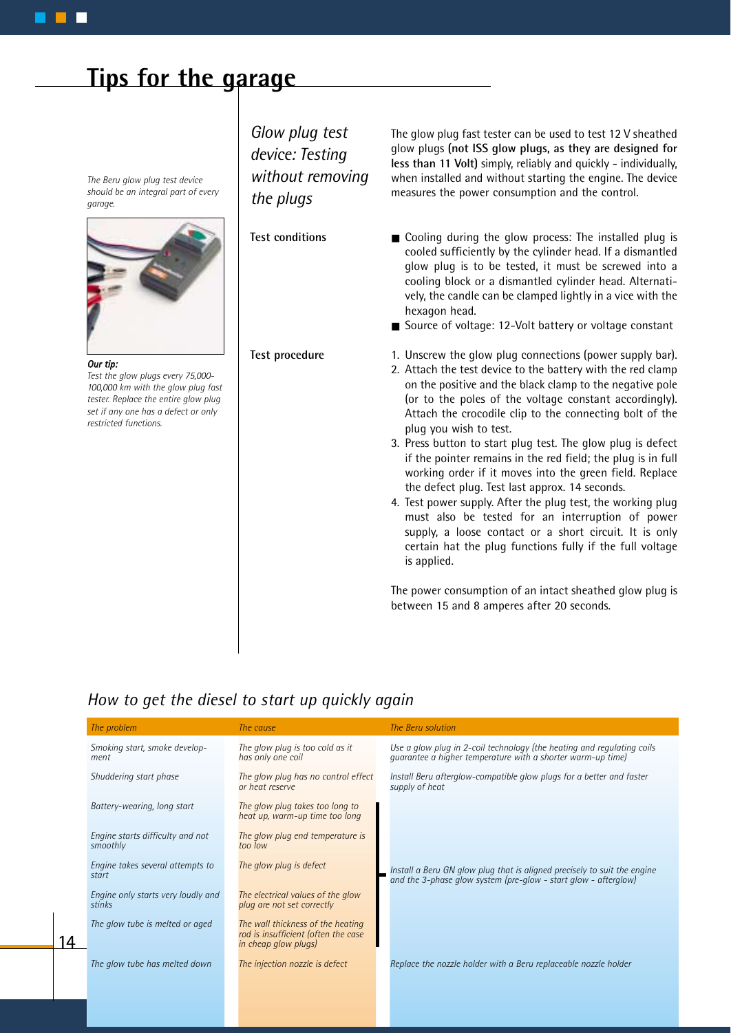# Tips for the garage

*The Beru glow plug test device should be an integral part of every garage.*

***Our tip:***
*Test the glow plugs every 75,000-100,000 km with the glow plug fast tester. Replace the entire glow plug set if any one has a defect or only restricted functions.*

## *Glow plug test device: Testing without removing the plugs*

The glow plug fast tester can be used to test 12 V sheathed glow plugs **(not ISS glow plugs, as they are designed for less than 11 Volt)** simply, reliably and quickly - individually, when installed and without starting the engine. The device measures the power consumption and the control.

**Test conditions**

- Cooling during the glow process: The installed plug is cooled sufficiently by the cylinder head. If a dismantled glow plug is to be tested, it must be screwed into a cooling block or a dismantled cylinder head. Alternatively, the candle can be clamped lightly in a vice with the hexagon head.
- Source of voltage: 12-Volt battery or voltage constant

**Test procedure**

1. Unscrew the glow plug connections (power supply bar).
2. Attach the test device to the battery with the red clamp on the positive and the black clamp to the negative pole (or to the poles of the voltage constant accordingly). Attach the crocodile clip to the connecting bolt of the plug you wish to test.
3. Press button to start plug test. The glow plug is defect if the pointer remains in the red field; the plug is in full working order if it moves into the green field. Replace the defect plug. Test last approx. 14 seconds.
4. Test power supply. After the plug test, the working plug must also be tested for an interruption of power supply, a loose contact or a short circuit. It is only certain hat the plug functions fully if the full voltage is applied.

The power consumption of an intact sheathed glow plug is between 15 and 8 amperes after 20 seconds.

## *How to get the diesel to start up quickly again*

| *The problem* | *The cause* | *The Beru solution* |
|---|---|---|
| *Smoking start, smoke development* | *The glow plug is too cold as it has only one coil* | *Use a glow plug in 2-coil technology (the heating and regulating coils guarantee a higher temperature with a shorter warm-up time)* |
| *Shuddering start phase* | *The glow plug has no control effect or heat reserve* | *Install Beru afterglow-compatible glow plugs for a better and faster supply of heat* |
| *Battery-wearing, long start* | *The glow plug takes too long to heat up, warm-up time too long* | *Install a Beru GN glow plug that is aligned precisely to suit the engine and the 3-phase glow system (pre-glow - start glow - afterglow)* |
| *Engine starts difficulty and not smoothly* | *The glow plug end temperature is too low* | *(see above)* |
| *Engine takes several attempts to start* | *The glow plug is defect* | *(see above)* |
| *Engine only starts very loudly and stinks* | *The electrical values of the glow plug are not set correctly* | *(see above)* |
| *The glow tube is melted or aged* | *The wall thickness of the heating rod is insufficient (often the case in cheap glow plugs)* | *(see above)* |
| *The glow tube has melted down* | *The injection nozzle is defect* | *Replace the nozzle holder with a Beru replaceable nozzle holder* |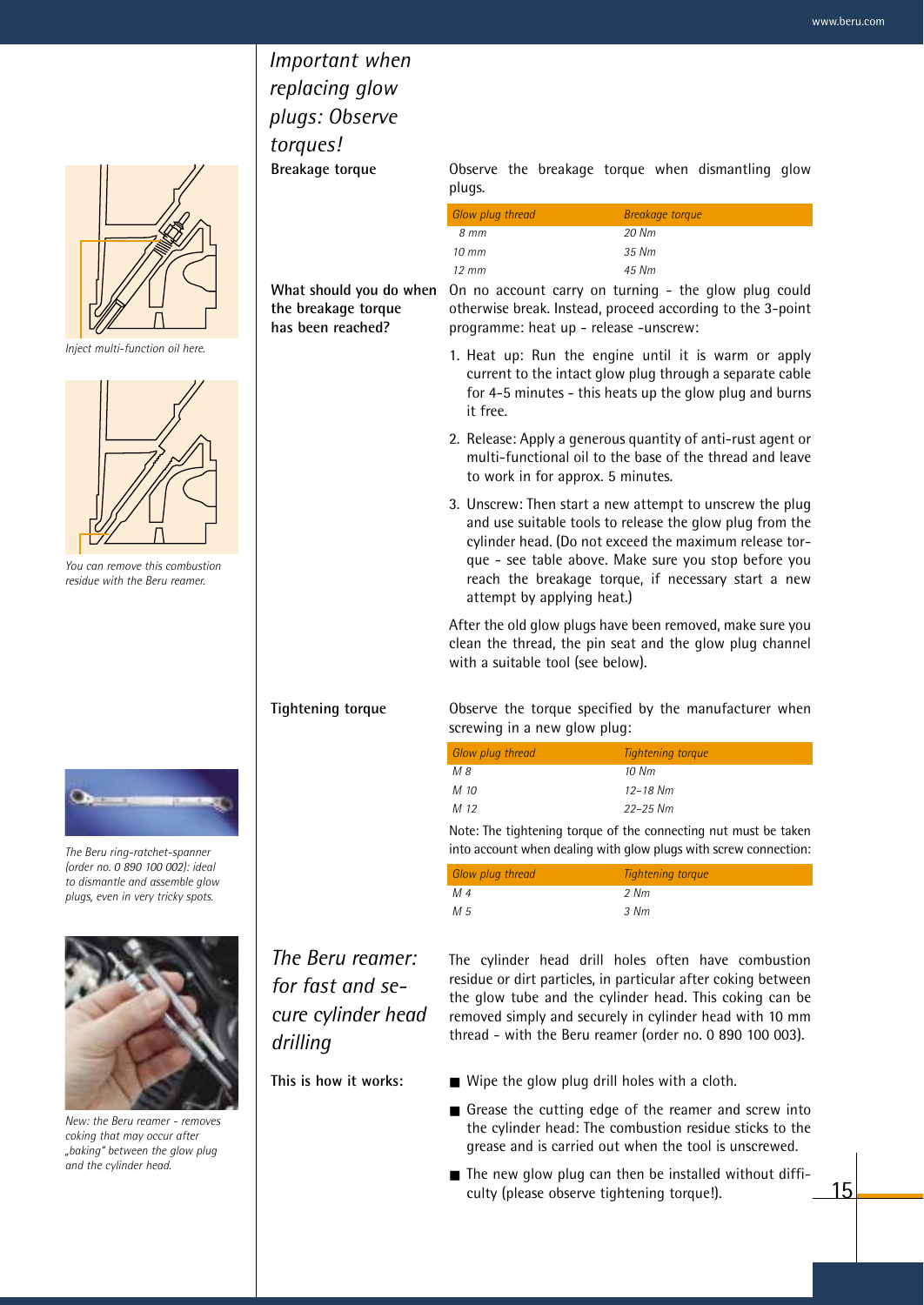# Important when replacing glow plugs: Observe torques!

**Breakage torque**

Observe the breakage torque when dismantling glow plugs.

| Glow plug thread | Breakage torque |
|---|---|
| 8 mm | 20 Nm |
| 10 mm | 35 Nm |
| 12 mm | 45 Nm |

**What should you do when the breakage torque has been reached?**

On no account carry on turning - the glow plug could otherwise break. Instead, proceed according to the 3-point programme: heat up - release -unscrew:

1. Heat up: Run the engine until it is warm or apply current to the intact glow plug through a separate cable for 4-5 minutes - this heats up the glow plug and burns it free.
2. Release: Apply a generous quantity of anti-rust agent or multi-functional oil to the base of the thread and leave to work in for approx. 5 minutes.
3. Unscrew: Then start a new attempt to unscrew the plug and use suitable tools to release the glow plug from the cylinder head. (Do not exceed the maximum release torque - see table above. Make sure you stop before you reach the breakage torque, if necessary start a new attempt by applying heat.)

After the old glow plugs have been removed, make sure you clean the thread, the pin seat and the glow plug channel with a suitable tool (see below).

Inject multi-function oil here.

You can remove this combustion residue with the Beru reamer.

**Tightening torque**

Observe the torque specified by the manufacturer when screwing in a new glow plug:

| Glow plug thread | Tightening torque |
|---|---|
| M 8 | 10 Nm |
| M 10 | 12–18 Nm |
| M 12 | 22–25 Nm |

Note: The tightening torque of the connecting nut must be taken into account when dealing with glow plugs with screw connection:

| Glow plug thread | Tightening torque |
|---|---|
| M 4 | 2 Nm |
| M 5 | 3 Nm |

The Beru ring-ratchet-spanner (order no. 0 890 100 002): ideal to dismantle and assemble glow plugs, even in very tricky spots.

## The Beru reamer: for fast and secure cylinder head drilling

The cylinder head drill holes often have combustion residue or dirt particles, in particular after coking between the glow tube and the cylinder head. This coking can be removed simply and securely in cylinder head with 10 mm thread - with the Beru reamer (order no. 0 890 100 003).

**This is how it works:**

- Wipe the glow plug drill holes with a cloth.
- Grease the cutting edge of the reamer and screw into the cylinder head: The combustion residue sticks to the grease and is carried out when the tool is unscrewed.
- The new glow plug can then be installed without difficulty (please observe tightening torque!).

New: the Beru reamer - removes coking that may occur after „baking" between the glow plug and the cylinder head.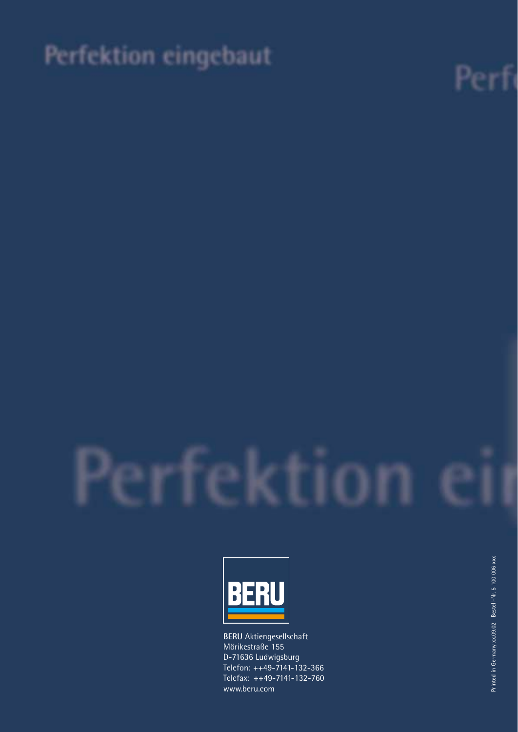Perfektion eingebaut

Perf

Perfektion ei

BERU

**BERU** Aktiengesellschaft
Mörikestraße 155
D-71636 Ludwigsburg
Telefon: ++49-7141-132-366
Telefax: ++49-7141-132-760
www.beru.com

Printed in Germany xx.09.02 Bestell-Nr. 5 100 006 xxx